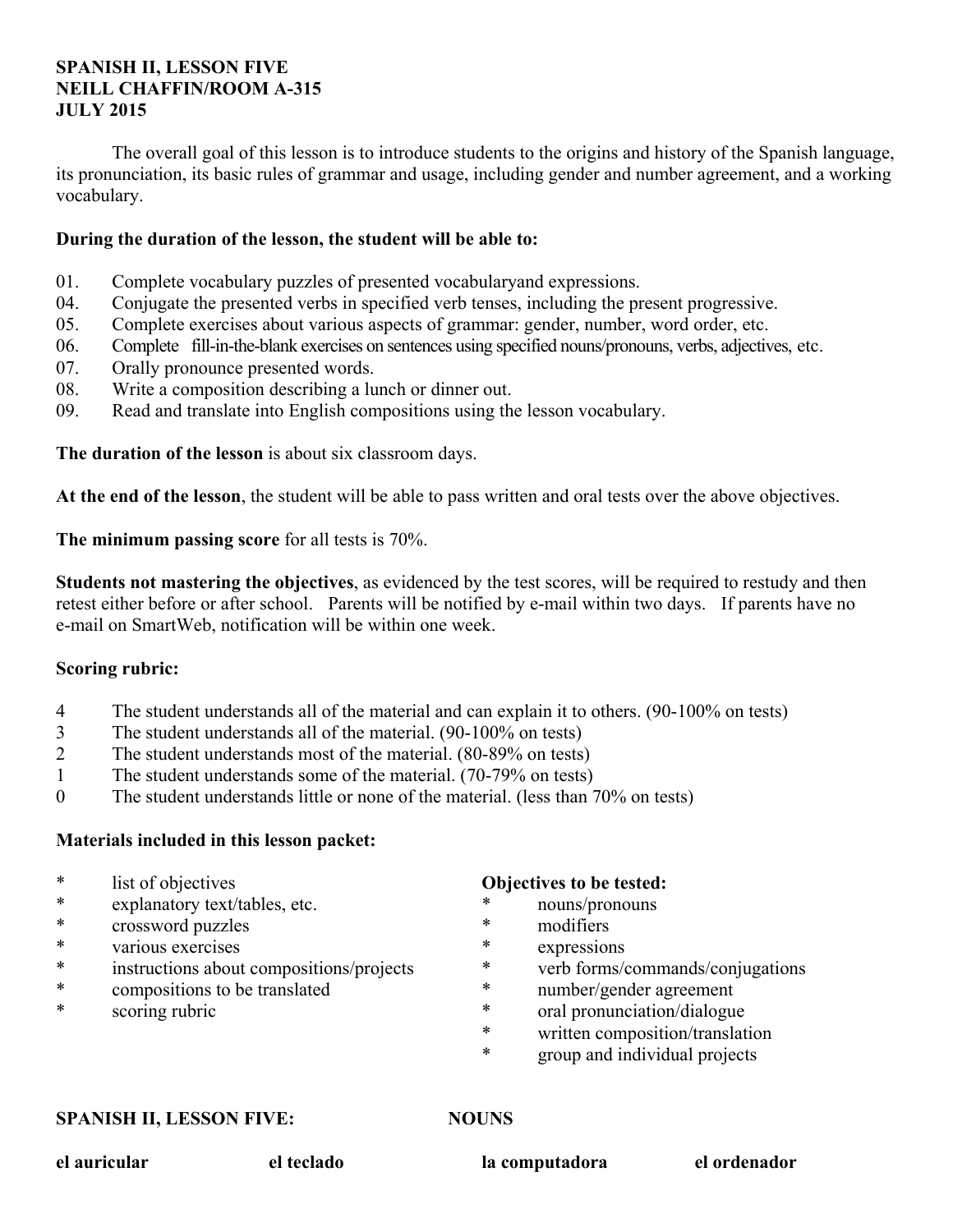**SPANISH II, LESSON FIVE**
**NEILL CHAFFIN/ROOM A-315**
**JULY 2015**

The overall goal of this lesson is to introduce students to the origins and history of the Spanish language, its pronunciation, its basic rules of grammar and usage, including gender and number agreement, and a working vocabulary.

**During the duration of the lesson, the student will be able to:**

01. Complete vocabulary puzzles of presented vocabularyand expressions.
04. Conjugate the presented verbs in specified verb tenses, including the present progressive.
05. Complete exercises about various aspects of grammar: gender, number, word order, etc.
06. Complete fill-in-the-blank exercises on sentences using specified nouns/pronouns, verbs, adjectives, etc.
07. Orally pronounce presented words.
08. Write a composition describing a lunch or dinner out.
09. Read and translate into English compositions using the lesson vocabulary.

**The duration of the lesson** is about six classroom days.

**At the end of the lesson**, the student will be able to pass written and oral tests over the above objectives.

**The minimum passing score** for all tests is 70%.

**Students not mastering the objectives**, as evidenced by the test scores, will be required to restudy and then retest either before or after school. Parents will be notified by e-mail within two days. If parents have no e-mail on SmartWeb, notification will be within one week.

**Scoring rubric:**

4 The student understands all of the material and can explain it to others. (90-100% on tests)
3 The student understands all of the material. (90-100% on tests)
2 The student understands most of the material. (80-89% on tests)
1 The student understands some of the material. (70-79% on tests)
0 The student understands little or none of the material. (less than 70% on tests)

**Materials included in this lesson packet:**

* list of objectives
* explanatory text/tables, etc.
* crossword puzzles
* various exercises
* instructions about compositions/projects
* compositions to be translated
* scoring rubric

**Objectives to be tested:**

* nouns/pronouns
* modifiers
* expressions
* verb forms/commands/conjugations
* number/gender agreement
* oral pronunciation/dialogue
* written composition/translation
* group and individual projects

**SPANISH II, LESSON FIVE: NOUNS**

**el auricular** **el teclado** **la computadora** **el ordenador**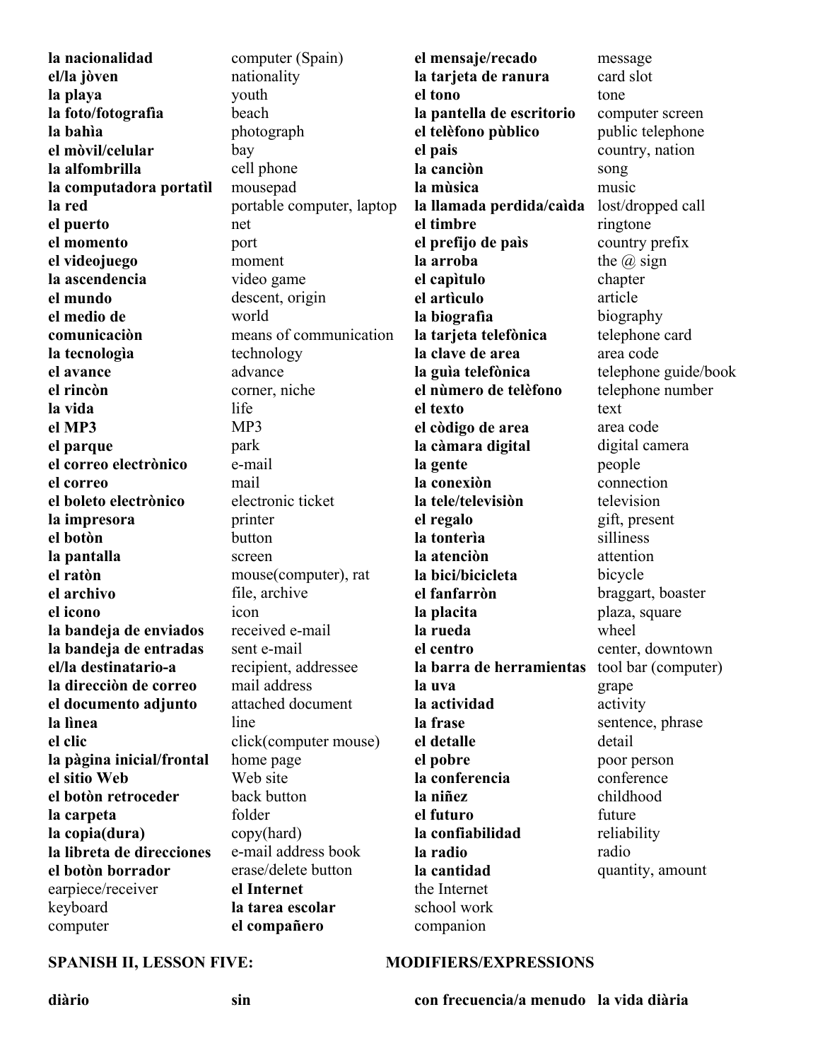| **la nacionalidad** | computer (Spain) | **el mensaje/recado** | message |
|---|---|---|---|
| **el/la jòven** | nationality | **la tarjeta de ranura** | card slot |
| **la playa** | youth | **el tono** | tone |
| **la foto/fotografìa** | beach | **la pantella de escritorio** | computer screen |
| **la bahìa** | photograph | **el telèfono pùblico** | public telephone |
| **el mòvil/celular** | bay | **el pais** | country, nation |
| **la alfombrilla** | cell phone | **la canciòn** | song |
| **la computadora portatìl** | mousepad | **la mùsica** | music |
| **la red** | portable computer, laptop | **la llamada perdida/caìda** | lost/dropped call |
| **el puerto** | net | **el timbre** | ringtone |
| **el momento** | port | **el prefijo de paìs** | country prefix |
| **el videojuego** | moment | **la arroba** | the @ sign |
| **la ascendencia** | video game | **el capìtulo** | chapter |
| **el mundo** | descent, origin | **el artìculo** | article |
| **el medio de** | world | **la biografìa** | biography |
| **comunicaciòn** | means of communication | **la tarjeta telefònica** | telephone card |
| **la tecnologìa** | technology | **la clave de area** | area code |
| **el avance** | advance | **la guìa telefònica** | telephone guide/book |
| **el rincòn** | corner, niche | **el nùmero de telèfono** | telephone number |
| **la vida** | life | **el texto** | text |
| **el MP3** | MP3 | **el còdigo de area** | area code |
| **el parque** | park | **la càmara digital** | digital camera |
| **el correo electrònico** | e-mail | **la gente** | people |
| **el correo** | mail | **la conexiòn** | connection |
| **el boleto electrònico** | electronic ticket | **la tele/televisiòn** | television |
| **la impresora** | printer | **el regalo** | gift, present |
| **el botòn** | button | **la tonterìa** | silliness |
| **la pantalla** | screen | **la atenciòn** | attention |
| **el ratòn** | mouse(computer), rat | **la bici/bicicleta** | bicycle |
| **el archivo** | file, archive | **el fanfarròn** | braggart, boaster |
| **el icono** | icon | **la placita** | plaza, square |
| **la bandeja de enviados** | received e-mail | **la rueda** | wheel |
| **la bandeja de entradas** | sent e-mail | **el centro** | center, downtown |
| **el/la destinatario-a** | recipient, addressee | **la barra de herramientas** | tool bar (computer) |
| **la direcciòn de correo** | mail address | **la uva** | grape |
| **el documento adjunto** | attached document | **la actividad** | activity |
| **la lìnea** | line | **la frase** | sentence, phrase |
| **el clic** | click(computer mouse) | **el detalle** | detail |
| **la pàgina inicial/frontal** | home page | **el pobre** | poor person |
| **el sitio Web** | Web site | **la conferencia** | conference |
| **el botòn retroceder** | back button | **la niñez** | childhood |
| **la carpeta** | folder | **el futuro** | future |
| **la copia(dura)** | copy(hard) | **la confiabilidad** | reliability |
| **la libreta de direcciones** | e-mail address book | **la radio** | radio |
| **el botòn borrador** | erase/delete button | **la cantidad** | quantity, amount |
| earpiece/receiver | **el Internet** | the Internet | |
| keyboard | **la tarea escolar** | school work | |
| computer | **el compañero** | companion | |

## SPANISH II, LESSON FIVE: MODIFIERS/EXPRESSIONS

| **diàrio** | **sin** | **con frecuencia/a menudo** | **la vida diària** |
|---|---|---|---|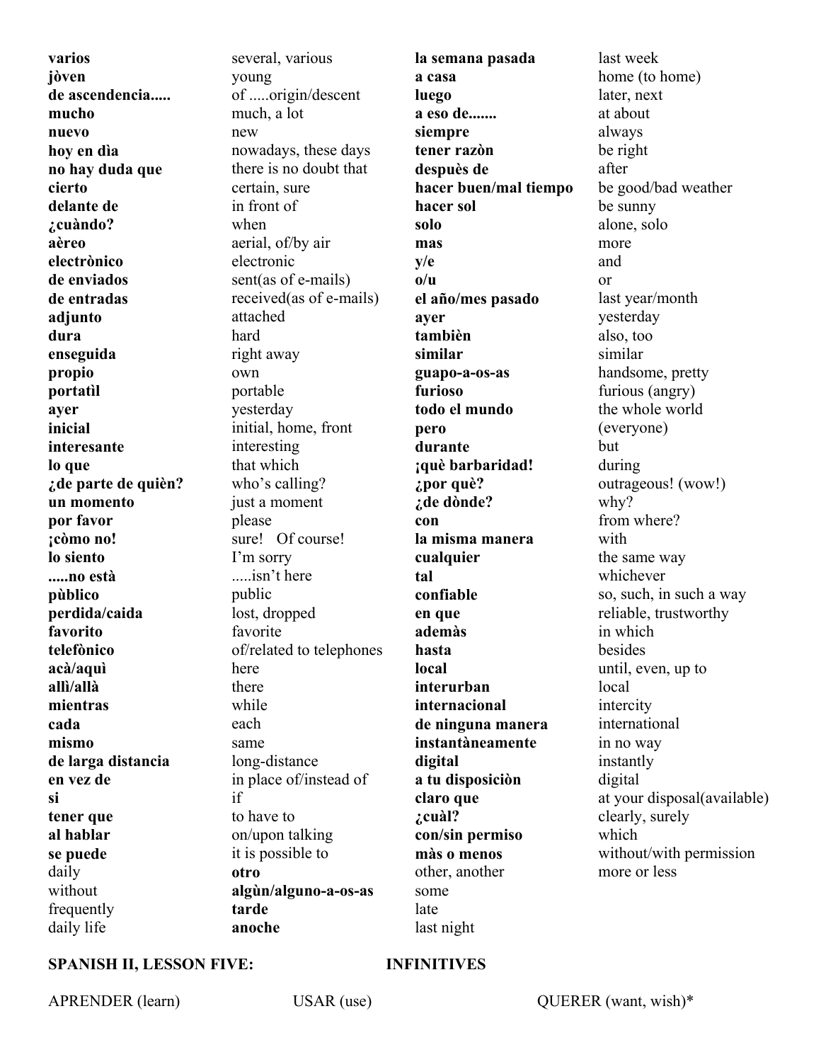| **varios** | several, various | **la semana pasada** | last week |
|---|---|---|---|
| **jòven** | young | **a casa** | home (to home) |
| **de ascendencia.....** | of .....origin/descent | **luego** | later, next |
| **mucho** | much, a lot | **a eso de.......** | at about |
| **nuevo** | new | **siempre** | always |
| **hoy en dìa** | nowadays, these days | **tener razòn** | be right |
| **no hay duda que** | there is no doubt that | **despuès de** | after |
| **cierto** | certain, sure | **hacer buen/mal tiempo** | be good/bad weather |
| **delante de** | in front of | **hacer sol** | be sunny |
| **¿cuàndo?** | when | **solo** | alone, solo |
| **aèreo** | aerial, of/by air | **mas** | more |
| **electrònico** | electronic | **y/e** | and |
| **de enviados** | sent(as of e-mails) | **o/u** | or |
| **de entradas** | received(as of e-mails) | **el año/mes pasado** | last year/month |
| **adjunto** | attached | **ayer** | yesterday |
| **dura** | hard | **tambièn** | also, too |
| **enseguida** | right away | **similar** | similar |
| **propio** | own | **guapo-a-os-as** | handsome, pretty |
| **portatìl** | portable | **furioso** | furious (angry) |
| **ayer** | yesterday | **todo el mundo** | the whole world |
| **inicial** | initial, home, front | **pero** | (everyone) |
| **interesante** | interesting | **durante** | but |
| **lo que** | that which | **¡què barbaridad!** | during |
| **¿de parte de quièn?** | who's calling? | **¿por què?** | outrageous! (wow!) |
| **un momento** | just a moment | **¿de dònde?** | why? |
| **por favor** | please | **con** | from where? |
| **¡còmo no!** | sure! Of course! | **la misma manera** | with |
| **lo siento** | I'm sorry | **cualquier** | the same way |
| **.....no està** | .....isn't here | **tal** | whichever |
| **pùblico** | public | **confiable** | so, such, in such a way |
| **perdida/caida** | lost, dropped | **en que** | reliable, trustworthy |
| **favorito** | favorite | **ademàs** | in which |
| **telefònico** | of/related to telephones | **hasta** | besides |
| **acà/aquì** | here | **local** | until, even, up to |
| **allì/allà** | there | **interurban** | local |
| **mientras** | while | **internacional** | intercity |
| **cada** | each | **de ninguna manera** | international |
| **mismo** | same | **instantàneamente** | in no way |
| **de larga distancia** | long-distance | **digital** | instantly |
| **en vez de** | in place of/instead of | **a tu disposiciòn** | digital |
| **si** | if | **claro que** | at your disposal(available) |
| **tener que** | to have to | **¿cuàl?** | clearly, surely |
| **al hablar** | on/upon talking | **con/sin permiso** | which |
| **se puede** | it is possible to | **màs o menos** | without/with permission |
| daily | **otro** | other, another | more or less |
| without | **algùn/alguno-a-os-as** | some | |
| frequently | **tarde** | late | |
| daily life | **anoche** | last night | |

**SPANISH II, LESSON FIVE: INFINITIVES**

APRENDER (learn) USAR (use) QUERER (want, wish)*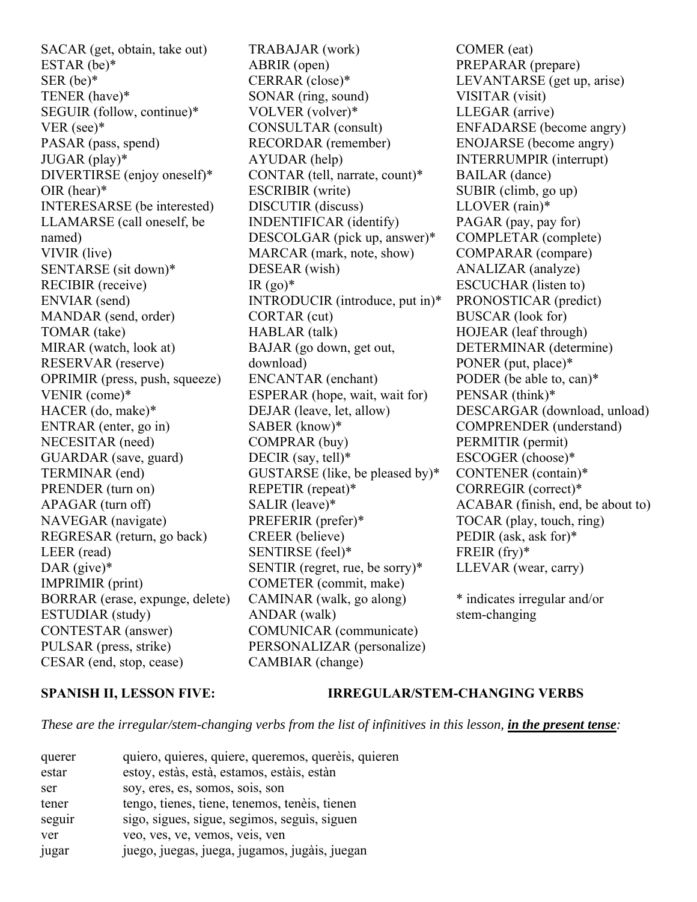SACAR (get, obtain, take out)
ESTAR (be)*
SER (be)*
TENER (have)*
SEGUIR (follow, continue)*
VER (see)*
PASAR (pass, spend)
JUGAR (play)*
DIVERTIRSE (enjoy oneself)*
OIR (hear)*
INTERESARSE (be interested)
LLAMARSE (call oneself, be named)
VIVIR (live)
SENTARSE (sit down)*
RECIBIR (receive)
ENVIAR (send)
MANDAR (send, order)
TOMAR (take)
MIRAR (watch, look at)
RESERVAR (reserve)
OPRIMIR (press, push, squeeze)
VENIR (come)*
HACER (do, make)*
ENTRAR (enter, go in)
NECESITAR (need)
GUARDAR (save, guard)
TERMINAR (end)
PRENDER (turn on)
APAGAR (turn off)
NAVEGAR (navigate)
REGRESAR (return, go back)
LEER (read)
DAR (give)*
IMPRIMIR (print)
BORRAR (erase, expunge, delete)
ESTUDIAR (study)
CONTESTAR (answer)
PULSAR (press, strike)
CESAR (end, stop, cease)

TRABAJAR (work)
ABRIR (open)
CERRAR (close)*
SONAR (ring, sound)
VOLVER (volver)*
CONSULTAR (consult)
RECORDAR (remember)
AYUDAR (help)
CONTAR (tell, narrate, count)*
ESCRIBIR (write)
DISCUTIR (discuss)
INDENTIFICAR (identify)
DESCOLGAR (pick up, answer)*
MARCAR (mark, note, show)
DESEAR (wish)
IR (go)*
INTRODUCIR (introduce, put in)*
CORTAR (cut)
HABLAR (talk)
BAJAR (go down, get out, download)
ENCANTAR (enchant)
ESPERAR (hope, wait, wait for)
DEJAR (leave, let, allow)
SABER (know)*
COMPRAR (buy)
DECIR (say, tell)*
GUSTARSE (like, be pleased by)*
REPETIR (repeat)*
SALIR (leave)*
PREFERIR (prefer)*
CREER (believe)
SENTIRSE (feel)*
SENTIR (regret, rue, be sorry)*
COMETER (commit, make)
CAMINAR (walk, go along)
ANDAR (walk)
COMUNICAR (communicate)
PERSONALIZAR (personalize)
CAMBIAR (change)

COMER (eat)
PREPARAR (prepare)
LEVANTARSE (get up, arise)
VISITAR (visit)
LLEGAR (arrive)
ENFADARSE (become angry)
ENOJARSE (become angry)
INTERRUMPIR (interrupt)
BAILAR (dance)
SUBIR (climb, go up)
LLOVER (rain)*
PAGAR (pay, pay for)
COMPLETAR (complete)
COMPARAR (compare)
ANALIZAR (analyze)
ESCUCHAR (listen to)
PRONOSTICAR (predict)
BUSCAR (look for)
HOJEAR (leaf through)
DETERMINAR (determine)
PONER (put, place)*
PODER (be able to, can)*
PENSAR (think)*
DESCARGAR (download, unload)
COMPRENDER (understand)
PERMITIR (permit)
ESCOGER (choose)*
CONTENER (contain)*
CORREGIR (correct)*
ACABAR (finish, end, be about to)
TOCAR (play, touch, ring)
PEDIR (ask, ask for)*
FREIR (fry)*
LLEVAR (wear, carry)

* indicates irregular and/or stem-changing

**SPANISH II, LESSON FIVE: IRREGULAR/STEM-CHANGING VERBS**

*These are the irregular/stem-changing verbs from the list of infinitives in this lesson, **in the present tense**:*

| | |
|---|---|
| querer | quiero, quieres, quiere, queremos, querèis, quieren |
| estar | estoy, estàs, està, estamos, estàis, estàn |
| ser | soy, eres, es, somos, sois, son |
| tener | tengo, tienes, tiene, tenemos, tenèis, tienen |
| seguir | sigo, sigues, sigue, segimos, seguìs, siguen |
| ver | veo, ves, ve, vemos, veis, ven |
| jugar | juego, juegas, juega, jugamos, jugàis, juegan |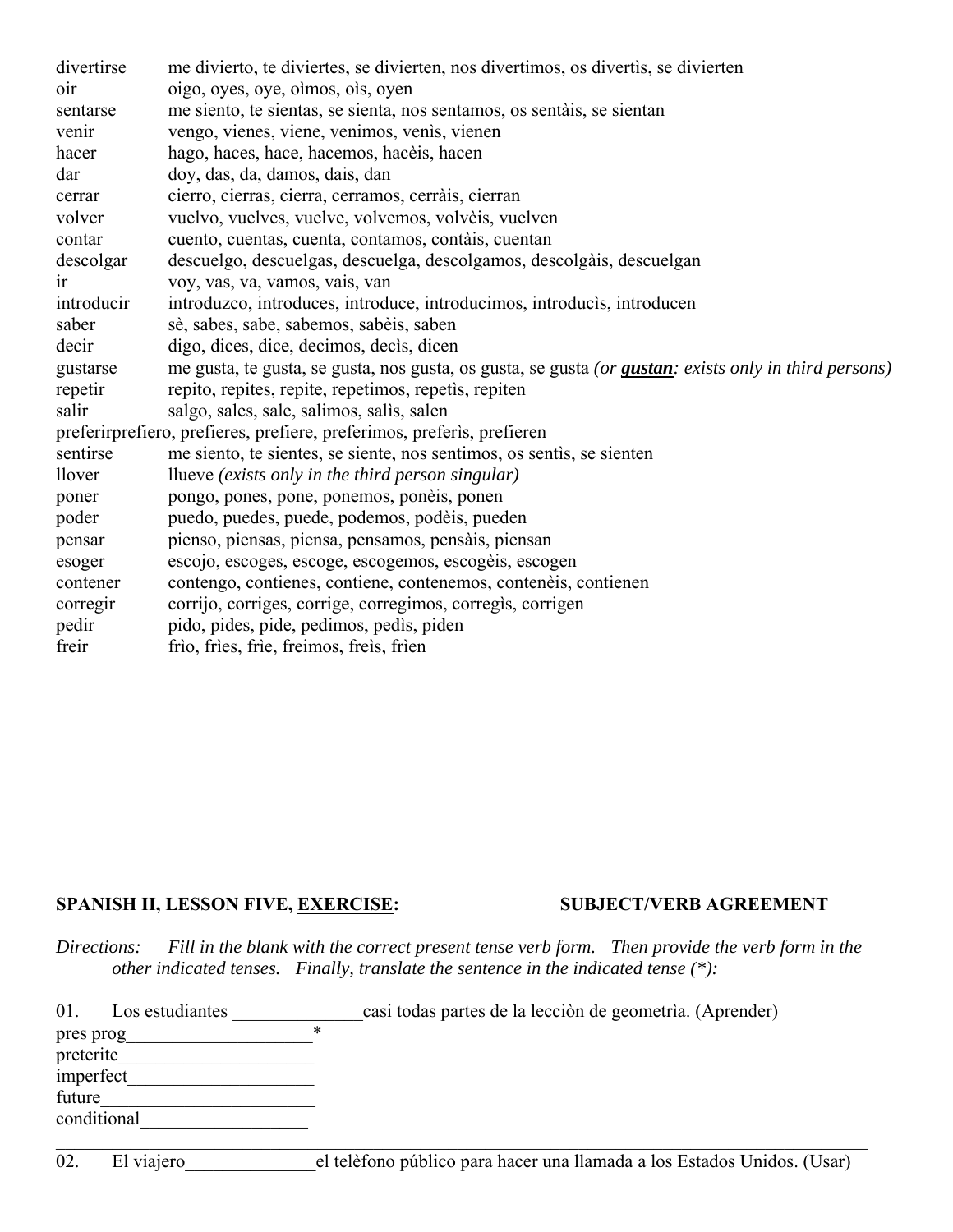| | |
|---|---|
| divertirse | me divierto, te diviertes, se divierten, nos divertimos, os divertìs, se divierten |
| oir | oigo, oyes, oye, oìmos, oìs, oyen |
| sentarse | me siento, te sientas, se sienta, nos sentamos, os sentàis, se sientan |
| venir | vengo, vienes, viene, venimos, venìs, vienen |
| hacer | hago, haces, hace, hacemos, hacèis, hacen |
| dar | doy, das, da, damos, dais, dan |
| cerrar | cierro, cierras, cierra, cerramos, cerràis, cierran |
| volver | vuelvo, vuelves, vuelve, volvemos, volvèis, vuelven |
| contar | cuento, cuentas, cuenta, contamos, contàis, cuentan |
| descolgar | descuelgo, descuelgas, descuelga, descolgamos, descolgàis, descuelgan |
| ir | voy, vas, va, vamos, vais, van |
| introducir | introduzco, introduces, introduce, introducimos, introducìs, introducen |
| saber | sè, sabes, sabe, sabemos, sabèis, saben |
| decir | digo, dices, dice, decimos, decìs, dicen |
| gustarse | me gusta, te gusta, se gusta, nos gusta, os gusta, se gusta *(or **gustan**: exists only in third persons)* |
| repetir | repito, repites, repite, repetimos, repetìs, repiten |
| salir | salgo, sales, sale, salimos, salìs, salen |
| preferir | prefiero, prefieres, prefiere, preferimos, preferìs, prefieren |
| sentirse | me siento, te sientes, se siente, nos sentimos, os sentìs, se sienten |
| llover | llueve *(exists only in the third person singular)* |
| poner | pongo, pones, pone, ponemos, ponèis, ponen |
| poder | puedo, puedes, puede, podemos, podèis, pueden |
| pensar | pienso, piensas, piensa, pensamos, pensàis, piensan |
| esoger | escojo, escoges, escoge, escogemos, escogèis, escogen |
| contener | contengo, contienes, contiene, contenemos, contenèis, contienen |
| corregir | corrijo, corriges, corrige, corregimos, corregìs, corrigen |
| pedir | pido, pides, pide, pedimos, pedìs, piden |
| freir | frìo, frìes, frìe, freimos, freìs, frìen |

**SPANISH II, LESSON FIVE, EXERCISE: SUBJECT/VERB AGREEMENT**

*Directions: Fill in the blank with the correct present tense verb form. Then provide the verb form in the other indicated tenses. Finally, translate the sentence in the indicated tense (*):*

01. Los estudiantes ______________casi todas partes de la lecciòn de geometrìa. (Aprender)

pres prog____________________*
preterite____________________
imperfect____________________
future_______________________
conditional__________________

---

02. El viajero______________el telèfono público para hacer una llamada a los Estados Unidos. (Usar)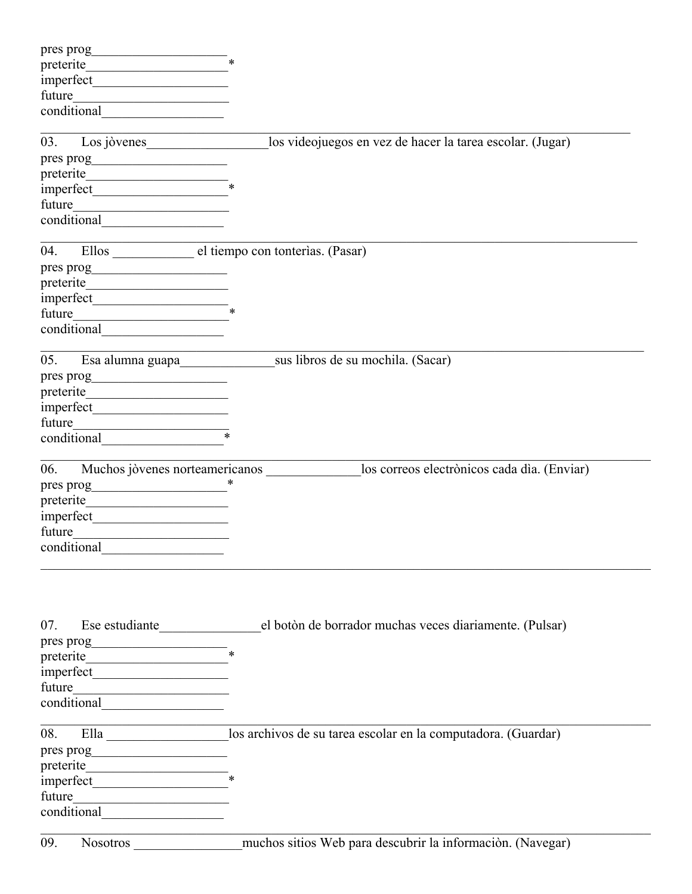pres prog____________________
preterite_____________________*
imperfect____________________
future_______________________
conditional__________________

---

03. Los jòvenes__________________los videojuegos en vez de hacer la tarea escolar. (Jugar)
pres prog____________________
preterite_____________________
imperfect____________________*
future_______________________
conditional__________________

---

04. Ellos ____________ el tiempo con tonterias. (Pasar)
pres prog____________________
preterite_____________________
imperfect____________________
future_______________________*
conditional__________________

---

05. Esa alumna guapa______________sus libros de su mochila. (Sacar)
pres prog____________________
preterite_____________________
imperfect____________________
future_______________________
conditional__________________*

---

06. Muchos jòvenes norteamericanos ______________los correos electrònicos cada dìa. (Enviar)
pres prog____________________*
preterite_____________________
imperfect____________________
future_______________________
conditional__________________

---

07. Ese estudiante_______________el botòn de borrador muchas veces diariamente. (Pulsar)
pres prog____________________
preterite_____________________*
imperfect____________________
future_______________________
conditional__________________

---

08. Ella _________________los archivos de su tarea escolar en la computadora. (Guardar)
pres prog____________________
preterite_____________________
imperfect____________________*
future_______________________
conditional__________________

---

09. Nosotros ________________muchos sitios Web para descubrir la informaciòn. (Navegar)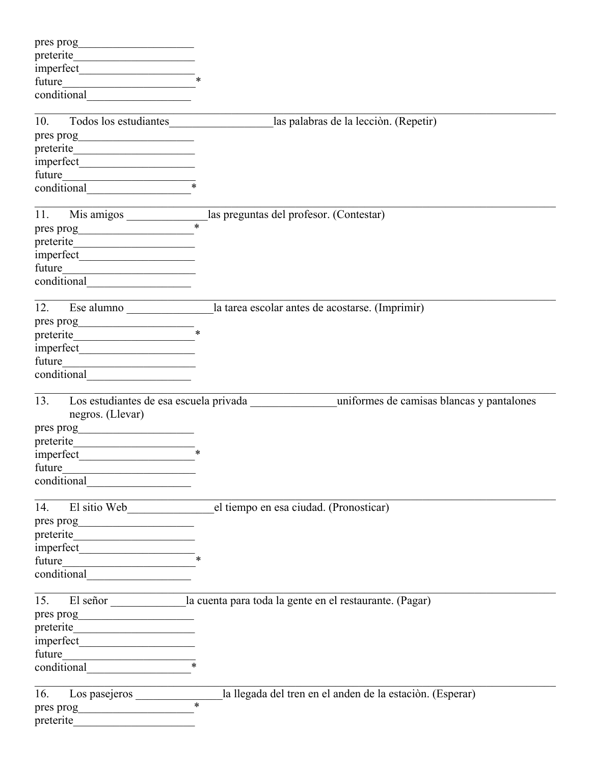pres prog____________________
preterite_____________________
imperfect____________________
future_______________________*
conditional__________________

---

10. Todos los estudiantes__________________las palabras de la lecciòn. (Repetir)

pres prog____________________
preterite_____________________
imperfect____________________
future_______________________
conditional__________________*

---

11. Mis amigos ______________las preguntas del profesor. (Contestar)

pres prog____________________*
preterite_____________________
imperfect____________________
future_______________________
conditional__________________

---

12. Ese alumno _______________la tarea escolar antes de acostarse. (Imprimir)

pres prog____________________
preterite_____________________*
imperfect____________________
future_______________________
conditional__________________

---

13. Los estudiantes de esa escuela privada _______________uniformes de camisas blancas y pantalones negros. (Llevar)

pres prog____________________
preterite_____________________
imperfect____________________*
future_______________________
conditional__________________

---

14. El sitio Web_______________el tiempo en esa ciudad. (Pronosticar)

pres prog____________________
preterite_____________________
imperfect____________________
future_______________________*
conditional__________________

---

15. El señor _____________la cuenta para toda la gente en el restaurante. (Pagar)

pres prog____________________
preterite_____________________
imperfect____________________
future_______________________
conditional__________________*

---

16. Los pasejeros _______________la llegada del tren en el anden de la estaciòn. (Esperar)

pres prog____________________*
preterite_____________________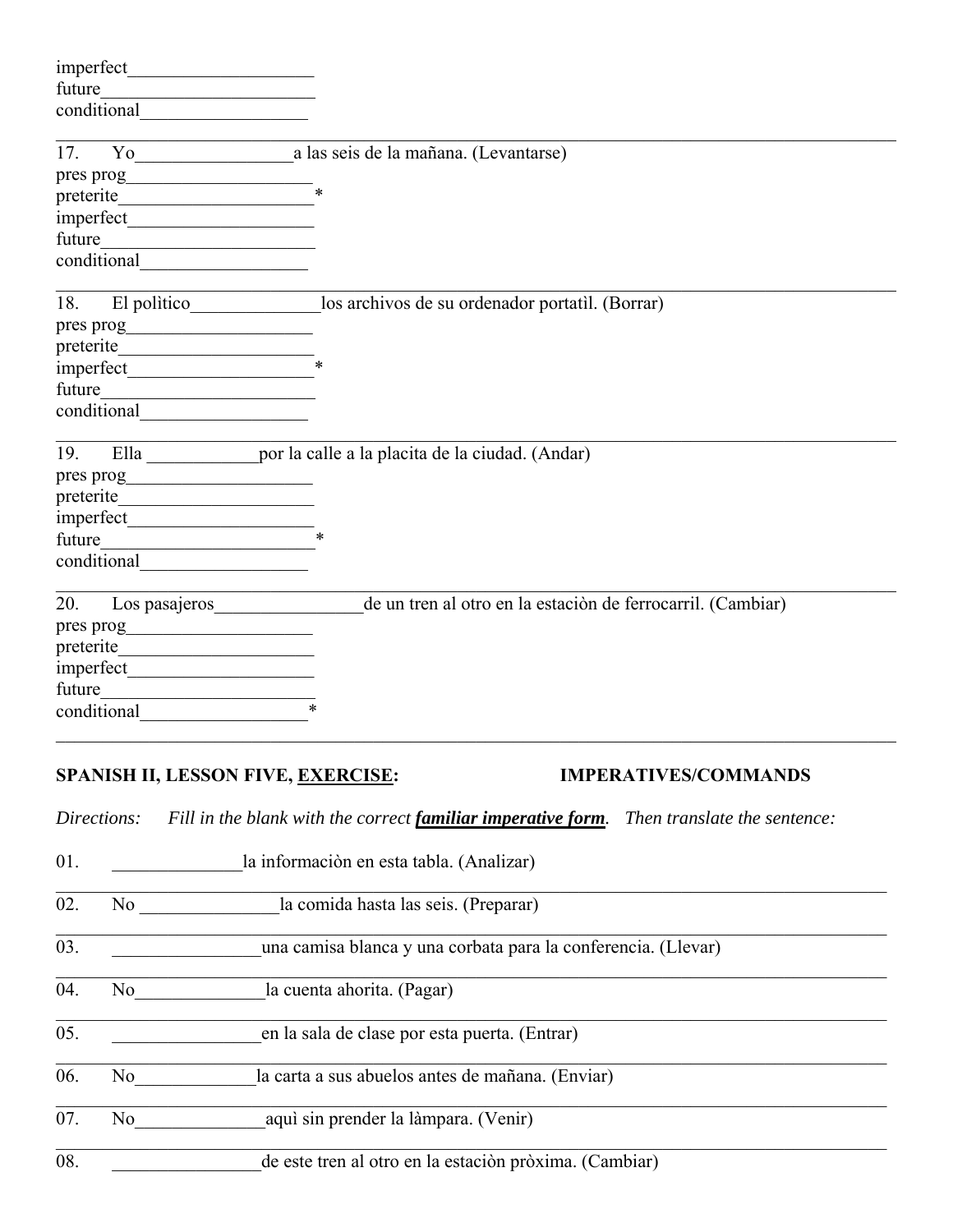imperfect____________________
future______________________
conditional__________________

---

17. Yo_________________a las seis de la mañana. (Levantarse)
pres prog____________________
preterite_____________________*
imperfect____________________
future______________________
conditional__________________

---

18. El polìtico______________los archivos de su ordenador portatil. (Borrar)
pres prog____________________
preterite_____________________
imperfect____________________*
future______________________
conditional__________________

---

19. Ella ____________por la calle a la placita de la ciudad. (Andar)
pres prog____________________
preterite_____________________
imperfect____________________
future______________________*
conditional__________________

---

20. Los pasajeros________________de un tren al otro en la estaciòn de ferrocarril. (Cambiar)
pres prog____________________
preterite_____________________
imperfect____________________
future______________________
conditional__________________*

---

**SPANISH II, LESSON FIVE, <u>EXERCISE</u>: IMPERATIVES/COMMANDS**

*Directions: Fill in the blank with the correct* ***<u>familiar imperative form</u>****. Then translate the sentence:*

01. ______________la informaciòn en esta tabla. (Analizar)

---

02. No _______________la comida hasta las seis. (Preparar)

---

03. ________________una camisa blanca y una corbata para la conferencia. (Llevar)

---

04. No______________la cuenta ahorita. (Pagar)

---

05. ________________en la sala de clase por esta puerta. (Entrar)

---

06. No_____________la carta a sus abuelos antes de mañana. (Enviar)

---

07. No______________aquì sin prender la làmpara. (Venir)

---

08. ________________de este tren al otro en la estaciòn pròxima. (Cambiar)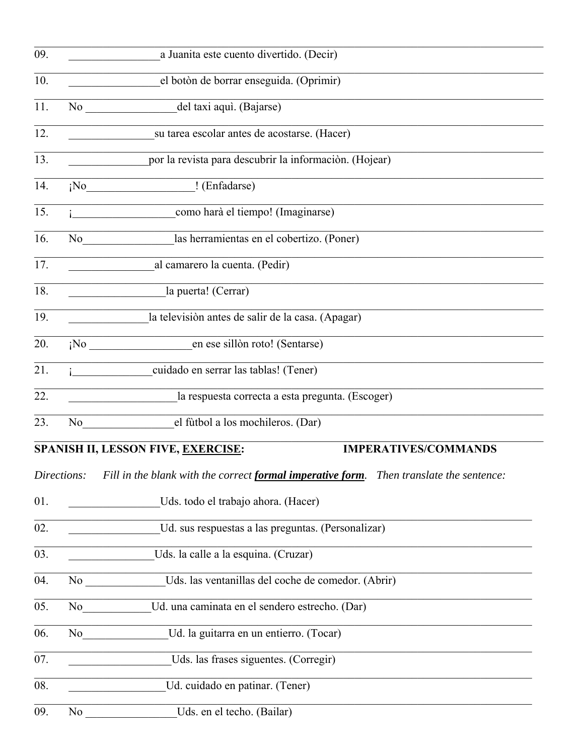09. ________________a Juanita este cuento divertido. (Decir)

10. ________________el botòn de borrar enseguida. (Oprimir)

11. No ________________del taxi aquì. (Bajarse)

12. _______________su tarea escolar antes de acostarse. (Hacer)

13. ______________por la revista para descubrir la informaciòn. (Hojear)

14. ¡No___________________! (Enfadarse)

15. ¡__________________como harà el tiempo! (Imaginarse)

16. No________________las herramientas en el cobertizo. (Poner)

17. _______________al camarero la cuenta. (Pedir)

18. _________________la puerta! (Cerrar)

19. ______________la televisiòn antes de salir de la casa. (Apagar)

20. ¡No __________________en ese sillòn roto! (Sentarse)

21. ¡______________cuidado en serrar las tablas! (Tener)

22. ___________________la respuesta correcta a esta pregunta. (Escoger)

23. No________________el fùtbol a los mochileros. (Dar)

**SPANISH II, LESSON FIVE, <u>EXERCISE</u>: IMPERATIVES/COMMANDS**

*Directions: Fill in the blank with the correct **<u>formal imperative form</u>**. Then translate the sentence:*

01. ________________Uds. todo el trabajo ahora. (Hacer)

_______________________________________________________________________________

02. ________________Ud. sus respuestas a las preguntas. (Personalizar)

_______________________________________________________________________________

03. _______________Uds. la calle a la esquina. (Cruzar)

_______________________________________________________________________________

04. No ______________Uds. las ventanillas del coche de comedor. (Abrir)

_______________________________________________________________________________

05. No____________Ud. una caminata en el sendero estrecho. (Dar)

_______________________________________________________________________________

06. No_______________Ud. la guitarra en un entierro. (Tocar)

_______________________________________________________________________________

07. __________________Uds. las frases siguentes. (Corregir)

_______________________________________________________________________________

08. _________________Ud. cuidado en patinar. (Tener)

_______________________________________________________________________________

09. No ________________Uds. en el techo. (Bailar)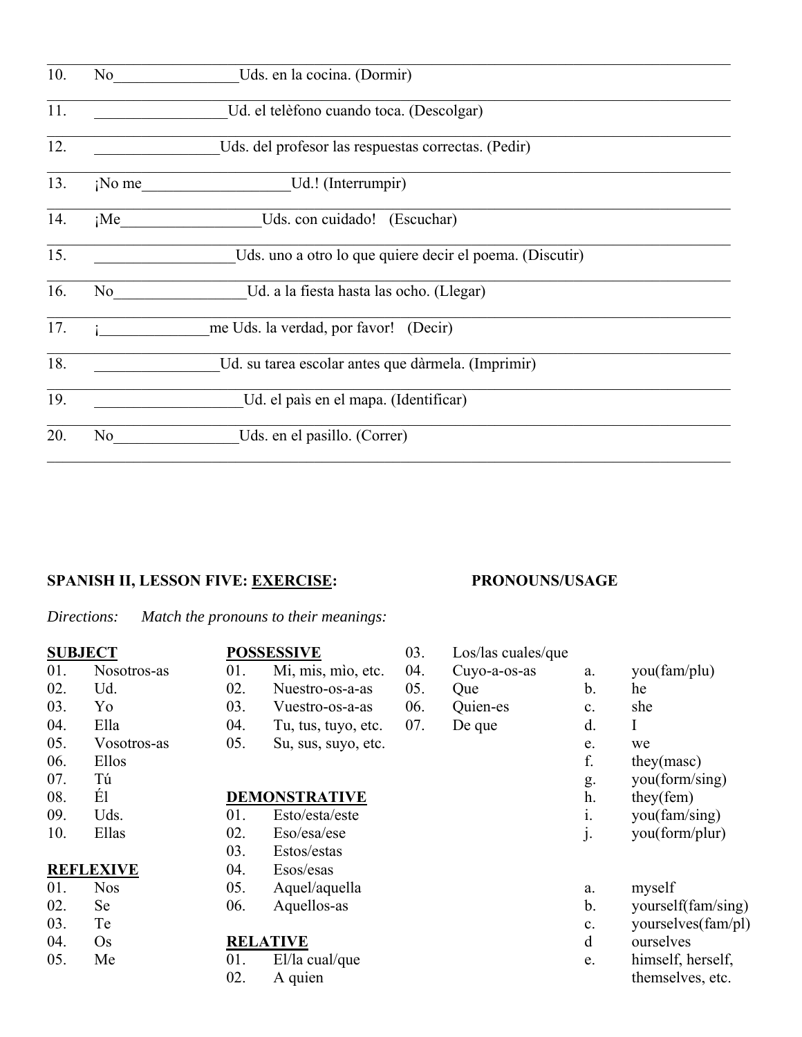10. No________________Uds. en la cocina. (Dormir)

11. _________________Ud. el telèfono cuando toca. (Descolgar)

12. ________________Uds. del profesor las respuestas correctas. (Pedir)

13. ¡No me___________________Ud.! (Interrumpir)

14. ¡Me__________________Uds. con cuidado!   (Escuchar)

15. __________________Uds. uno a otro lo que quiere decir el poema. (Discutir)

16. No_________________Ud. a la fiesta hasta las ocho. (Llegar)

17. ¡______________me Uds. la verdad, por favor!   (Decir)

18. ________________Ud. su tarea escolar antes que dàrmela. (Imprimir)

19. ___________________Ud. el paìs en el mapa. (Identificar)

20. No________________Uds. en el pasillo. (Correr)

**SPANISH II, LESSON FIVE: <u>EXERCISE</u>: PRONOUNS/USAGE**

*Directions: Match the pronouns to their meanings:*

**<u>SUBJECT</u>**

01. Nosotros-as
02. Ud.
03. Yo
04. Ella
05. Vosotros-as
06. Ellos
07. Tú
08. Él
09. Uds.
10. Ellas

**<u>REFLEXIVE</u>**

01. Nos
02. Se
03. Te
04. Os
05. Me

**<u>POSSESSIVE</u>**

01. Mi, mis, mìo, etc.
02. Nuestro-os-a-as
03. Vuestro-os-a-as
04. Tu, tus, tuyo, etc.
05. Su, sus, suyo, etc.

**<u>DEMONSTRATIVE</u>**

01. Esto/esta/este
02. Eso/esa/ese
03. Estos/estas
04. Esos/esas
05. Aquel/aquella
06. Aquellos-as

**<u>RELATIVE</u>**

01. El/la cual/que
02. A quien
03. Los/las cuales/que
04. Cuyo-a-os-as
05. Que
06. Quien-es
07. De que

a. you(fam/plu)
b. he
c. she
d. I
e. we
f. they(masc)
g. you(form/sing)
h. they(fem)
i. you(fam/sing)
j. you(form/plur)

a. myself
b. yourself(fam/sing)
c. yourselves(fam/pl)
d ourselves
e. himself, herself, themselves, etc.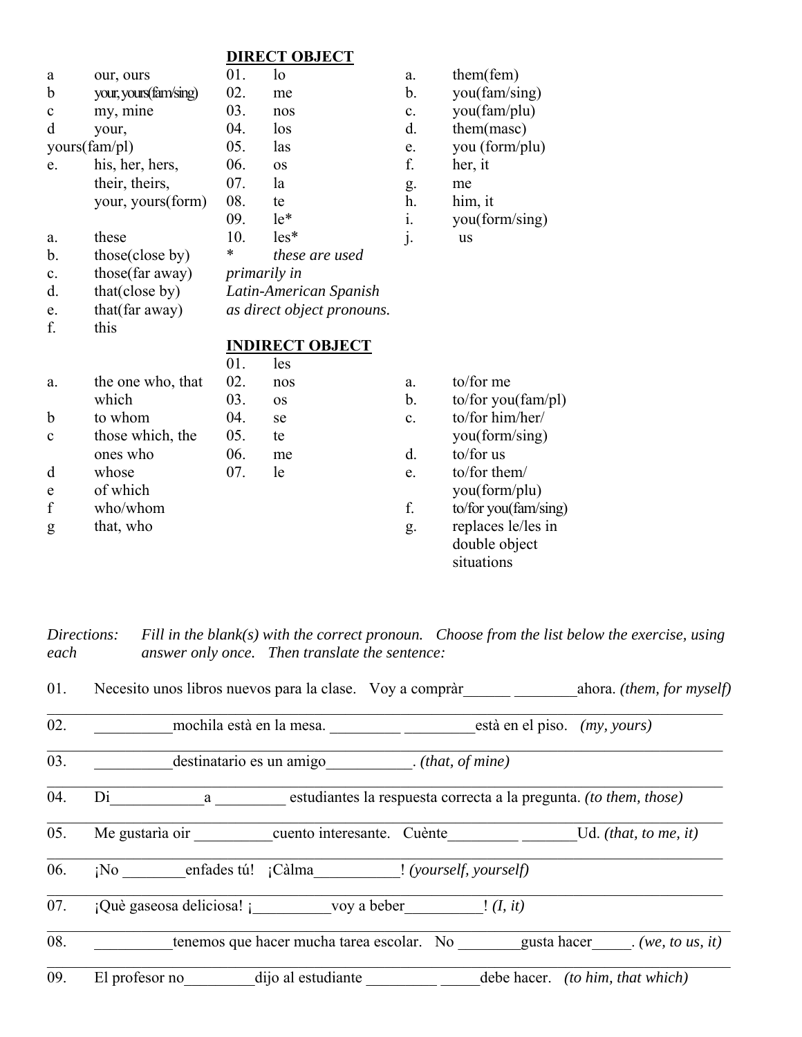| | | **DIRECT OBJECT** | | | |
|---|---|---|---|---|---|
| a | our, ours | 01. | lo | a. | them(fem) |
| b | your, yours(fam/sing) | 02. | me | b. | you(fam/sing) |
| c | my, mine | 03. | nos | c. | you(fam/plu) |
| d | your, yours(fam/pl) | 04. | los | d. | them(masc) |
| | | 05. | las | e. | you (form/plu) |
| e. | his, her, hers, | 06. | os | f. | her, it |
| | their, theirs, | 07. | la | g. | me |
| | your, yours(form) | 08. | te | h. | him, it |
| | | 09. | le* | i. | you(form/sing) |
| a. | these | 10. | les* | j. | us |
| b. | those(close by) | * | *these are used primarily in Latin-American Spanish as direct object pronouns.* | | |
| c. | those(far away) | | | | |
| d. | that(close by) | | | | |
| e. | that(far away) | | | | |
| f. | this | | | | |

| | | **INDIRECT OBJECT** | | | |
|---|---|---|---|---|---|
| | | 01. | les | | |
| a. | the one who, that which | 02. | nos | a. | to/for me |
| b | to whom | 03. | os | b. | to/for you(fam/pl) |
| c | those which, the ones who | 04. | se | c. | to/for him/her/ you(form/sing) |
| d | whose | 05. | te | d. | to/for us |
| e | of which | 06. | me | e. | to/for them/ you(form/plu) |
| f | who/whom | 07. | le | f. | to/for you(fam/sing) |
| g | that, who | | | g. | replaces le/les in double object situations |

*Directions: each* *Fill in the blank(s) with the correct pronoun. Choose from the list below the exercise, using answer only once. Then translate the sentence:*

01. Necesito unos libros nuevos para la clase. Voy a compràr______ ________ahora. *(them, for myself)*

_______________________________________________________________________________

02. __________mochila està en la mesa. _________ _________està en el piso. *(my, yours)*

_______________________________________________________________________________

03. __________destinatario es un amigo___________. *(that, of mine)*

_______________________________________________________________________________

04. Di____________a _________ estudiantes la respuesta correcta a la pregunta. *(to them, those)*

_______________________________________________________________________________

05. Me gustarìa oir __________cuento interesante. Cuènte_________ _______Ud. *(that, to me, it)*

_______________________________________________________________________________

06. ¡No ________enfades tú! ¡Càlma___________! *(yourself, yourself)*

_______________________________________________________________________________

07. ¡Què gaseosa deliciosa! ¡__________voy a beber__________! *(I, it)*

_______________________________________________________________________________

08. __________tenemos que hacer mucha tarea escolar. No ________gusta hacer_____. *(we, to us, it)*

_______________________________________________________________________________

09. El profesor no_________dijo al estudiante _________ _____debe hacer. *(to him, that which)*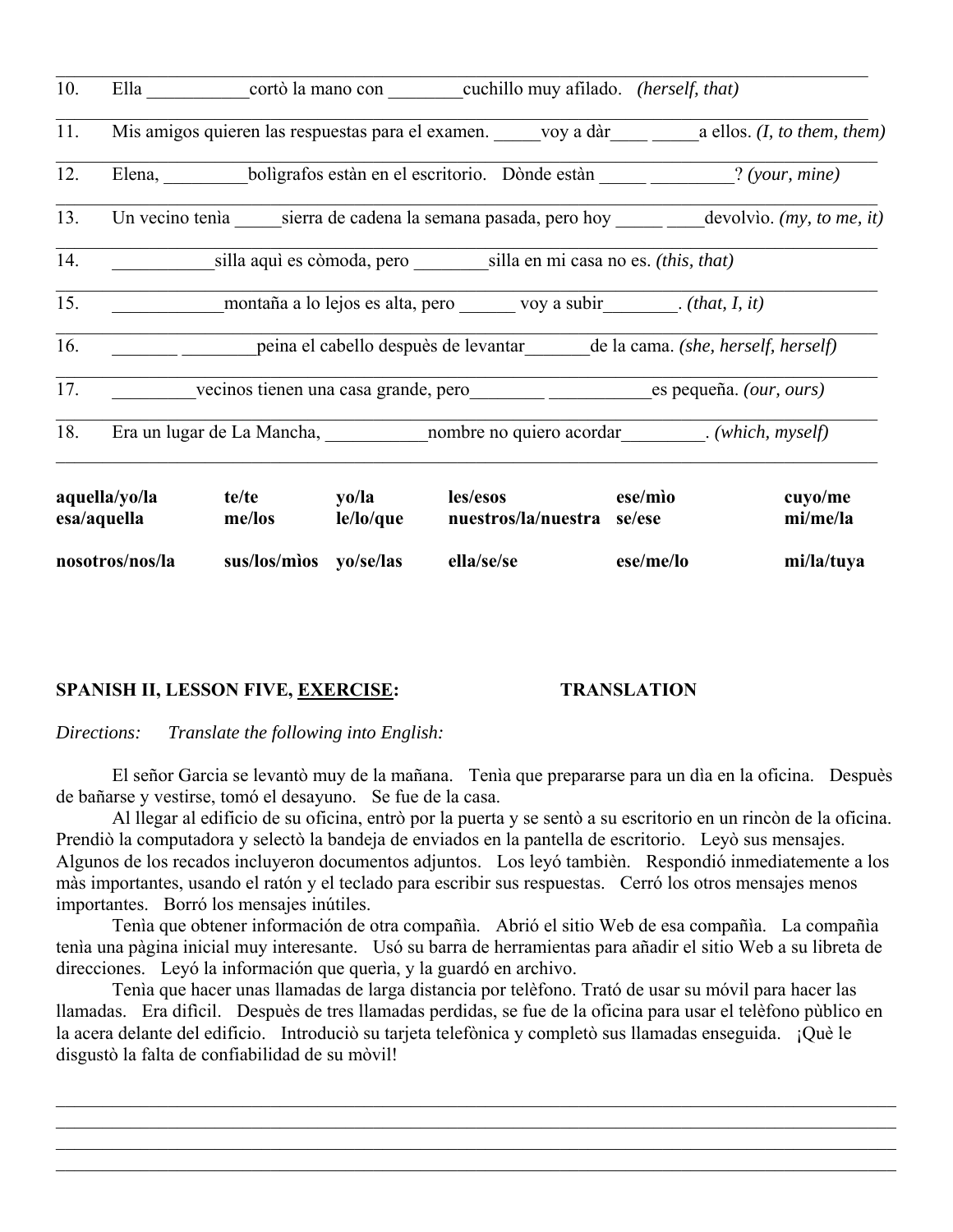10. Ella ___________cortò la mano con ________cuchillo muy afilado. *(herself, that)*

11. Mis amigos quieren las respuestas para el examen. _____voy a dàr____ _____a ellos. *(I, to them, them)*

12. Elena, _________boligrafos estàn en el escritorio. Dònde estàn _____ _________? *(your, mine)*

13. Un vecino tenìa _____sierra de cadena la semana pasada, pero hoy _____ ____devolvìo. *(my, to me, it)*

14. ___________silla aquì es còmoda, pero ________silla en mi casa no es. *(this, that)*

15. ____________montaña a lo lejos es alta, pero ______ voy a subir________. *(that, I, it)*

16. _______ ________peina el cabello despuès de levantar_______de la cama. *(she, herself, herself)*

17. _________vecinos tienen una casa grande, pero________ ___________es pequeña. *(our, ours)*

18. Era un lugar de La Mancha, ___________nombre no quiero acordar_________. *(which, myself)*

| | | | | | |
|---|---|---|---|---|---|
| **aquella/yo/la** | **te/te** | **yo/la** | **les/esos** | **ese/mìo** | **cuyo/me** |
| **esa/aquella** | **me/los** | **le/lo/que** | **nuestros/la/nuestra** | **se/ese** | **mi/me/la** |
| **nosotros/nos/la** | **sus/los/mìos** | **yo/se/las** | **ella/se/se** | **ese/me/lo** | **mi/la/tuya** |

**SPANISH II, LESSON FIVE, EXERCISE: TRANSLATION**

*Directions: Translate the following into English:*

El señor Garcia se levantò muy de la mañana. Tenìa que prepararse para un dìa en la oficina. Despuès de bañarse y vestirse, tomó el desayuno. Se fue de la casa.

Al llegar al edificio de su oficina, entrò por la puerta y se sentò a su escritorio en un rincòn de la oficina. Prendiò la computadora y selectò la bandeja de enviados en la pantella de escritorio. Leyò sus mensajes. Algunos de los recados incluyeron documentos adjuntos. Los leyó tambièn. Respondió inmediatemente a los màs importantes, usando el ratòn y el teclado para escribir sus respuestas. Cerró los otros mensajes menos importantes. Borró los mensajes inútiles.

Tenìa que obtener información de otra compañìa. Abrió el sitio Web de esa compañìa. La compañìa tenìa una pàgina inicial muy interesante. Usó su barra de herramientas para añadir el sitio Web a su libreta de direcciones. Leyó la información que querìa, y la guardó en archivo.

Tenìa que hacer unas llamadas de larga distancia por telèfono. Trató de usar su móvil para hacer las llamadas. Era dificil. Despuès de tres llamadas perdidas, se fue de la oficina para usar el telèfono pùblico en la acera delante del edificio. Introduciò su tarjeta telefònica y completò sus llamadas enseguida. ¡Què le disgustò la falta de confiabilidad de su mòvil!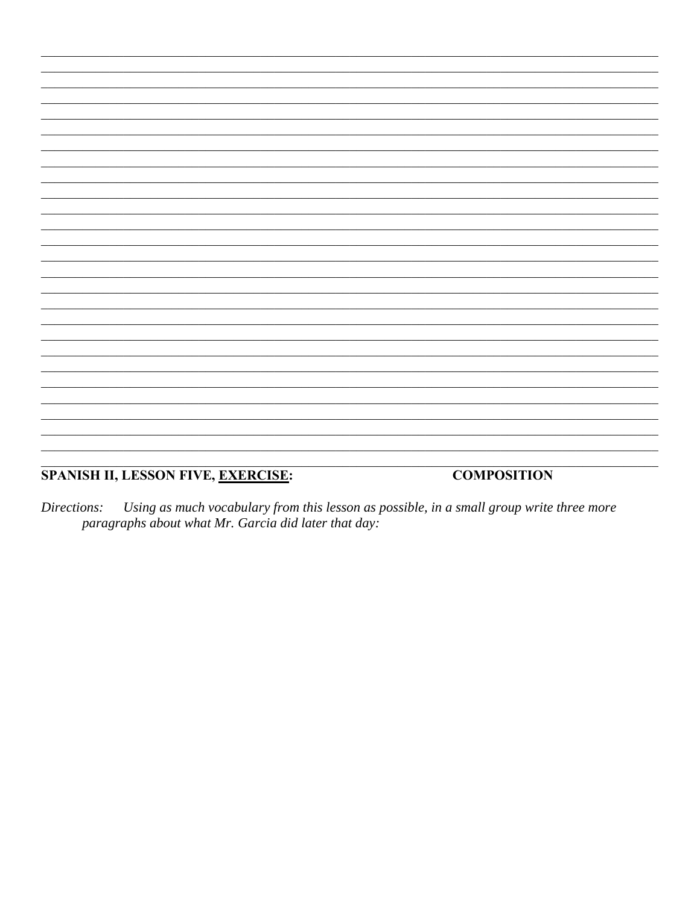**SPANISH II, LESSON FIVE, <u>EXERCISE</u>:** **COMPOSITION**

*Directions:* *Using as much vocabulary from this lesson as possible, in a small group write three more paragraphs about what Mr. Garcia did later that day:*